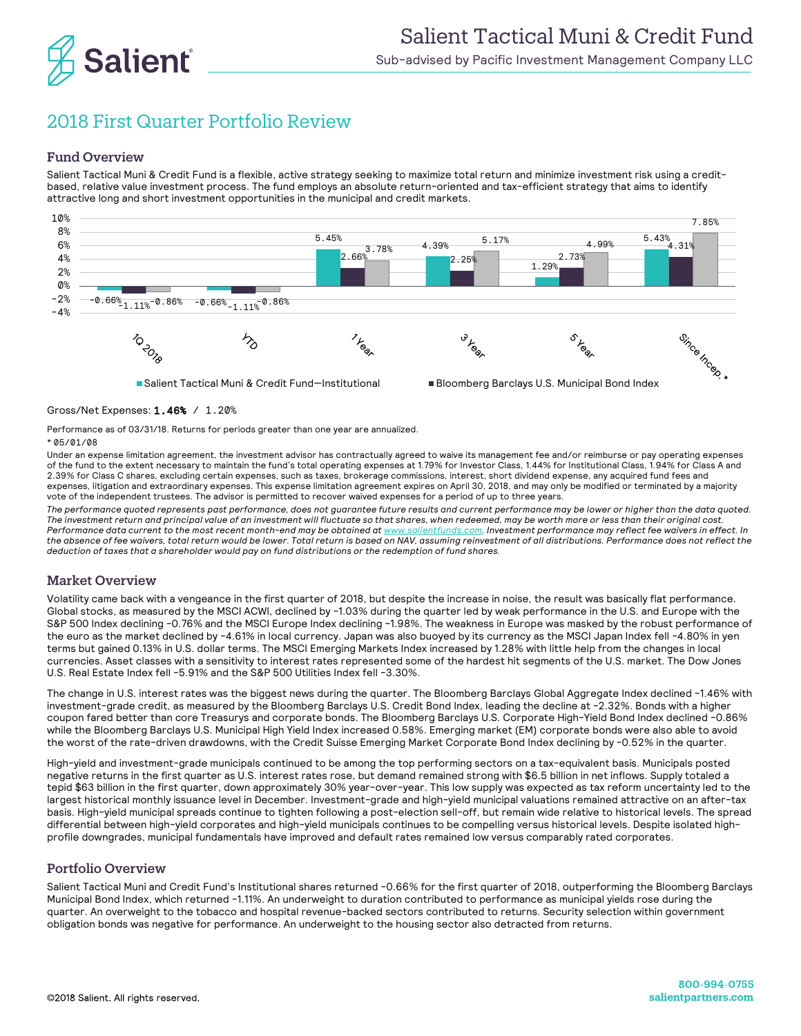# Salient Tactical Muni & Credit Fund

Sub-advised by Pacific Investment Management Company LLC

## 2018 First Quarter Portfolio Review

### Fund Overview

Salient Tactical Muni & Credit Fund is a flexible, active strategy seeking to maximize total return and minimize investment risk using a credit-based, relative value investment process. The fund employs an absolute return-oriented and tax-efficient strategy that aims to identify attractive long and short investment opportunities in the municipal and credit markets.

| | 1Q 2018 | YTD | 1 Year | 3 Year | 5 Year | Since Incep.* |
|---|---|---|---|---|---|---|
| Salient Tactical Muni & Credit Fund—Institutional | -0.66% | -0.66% | 5.45% | 4.39% | 1.29% | 5.43% |
| Bloomberg Barclays U.S. Municipal Bond Index | -1.11% | -1.11% | 2.66% | 2.25% | 2.73% | 4.31% |
| (unlabeled series) | -0.86% | -0.86% | 3.78% | 5.17% | 4.99% | 7.85% |

Gross/Net Expenses: **1.46%** / 1.20%

Performance as of 03/31/18. Returns for periods greater than one year are annualized.

* 05/01/08

Under an expense limitation agreement, the investment advisor has contractually agreed to waive its management fee and/or reimburse or pay operating expenses of the fund to the extent necessary to maintain the fund's total operating expenses at 1.79% for Investor Class, 1.44% for Institutional Class, 1.94% for Class A and 2.39% for Class C shares, excluding certain expenses, such as taxes, brokerage commissions, interest, short dividend expense, any acquired fund fees and expenses, litigation and extraordinary expenses. This expense limitation agreement expires on April 30, 2018, and may only be modified or terminated by a majority vote of the independent trustees. The advisor is permitted to recover waived expenses for a period of up to three years.

*The performance quoted represents past performance, does not guarantee future results and current performance may be lower or higher than the data quoted. The investment return and principal value of an investment will fluctuate so that shares, when redeemed, may be worth more or less than their original cost. Performance data current to the most recent month-end may be obtained at www.salientfunds.com. Investment performance may reflect fee waivers in effect. In the absence of fee waivers, total return would be lower. Total return is based on NAV, assuming reinvestment of all distributions. Performance does not reflect the deduction of taxes that a shareholder would pay on fund distributions or the redemption of fund shares.*

### Market Overview

Volatility came back with a vengeance in the first quarter of 2018, but despite the increase in noise, the result was basically flat performance. Global stocks, as measured by the MSCI ACWI, declined by -1.03% during the quarter led by weak performance in the U.S. and Europe with the S&P 500 Index declining -0.76% and the MSCI Europe Index declining -1.98%. The weakness in Europe was masked by the robust performance of the euro as the market declined by -4.61% in local currency. Japan was also buoyed by its currency as the MSCI Japan Index fell -4.80% in yen terms but gained 0.13% in U.S. dollar terms. The MSCI Emerging Markets Index increased by 1.28% with little help from the changes in local currencies. Asset classes with a sensitivity to interest rates represented some of the hardest hit segments of the U.S. market. The Dow Jones U.S. Real Estate Index fell -5.91% and the S&P 500 Utilities Index fell -3.30%.

The change in U.S. interest rates was the biggest news during the quarter. The Bloomberg Barclays Global Aggregate Index declined -1.46% with investment-grade credit, as measured by the Bloomberg Barclays U.S. Credit Bond Index, leading the decline at -2.32%. Bonds with a higher coupon fared better than core Treasurys and corporate bonds. The Bloomberg Barclays U.S. Corporate High-Yield Bond Index declined -0.86% while the Bloomberg Barclays U.S. Municipal High Yield Index increased 0.58%. Emerging market (EM) corporate bonds were also able to avoid the worst of the rate-driven drawdowns, with the Credit Suisse Emerging Market Corporate Bond Index declining by -0.52% in the quarter.

High-yield and investment-grade municipals continued to be among the top performing sectors on a tax-equivalent basis. Municipals posted negative returns in the first quarter as U.S. interest rates rose, but demand remained strong with $6.5 billion in net inflows. Supply totaled a tepid $63 billion in the first quarter, down approximately 30% year-over-year. This low supply was expected as tax reform uncertainty led to the largest historical monthly issuance level in December. Investment-grade and high-yield municipal valuations remained attractive on an after-tax basis. High-yield municipal spreads continue to tighten following a post-election sell-off, but remain wide relative to historical levels. The spread differential between high-yield corporates and high-yield municipals continues to be compelling versus historical levels. Despite isolated high-profile downgrades, municipal fundamentals have improved and default rates remained low versus comparably rated corporates.

### Portfolio Overview

Salient Tactical Muni and Credit Fund's Institutional shares returned -0.66% for the first quarter of 2018, outperforming the Bloomberg Barclays Municipal Bond Index, which returned -1.11%. An underweight to duration contributed to performance as municipal yields rose during the quarter. An overweight to the tobacco and hospital revenue-backed sectors contributed to returns. Security selection within government obligation bonds was negative for performance. An underweight to the housing sector also detracted from returns.

©2018 Salient. All rights reserved.

800-994-0755
salientpartners.com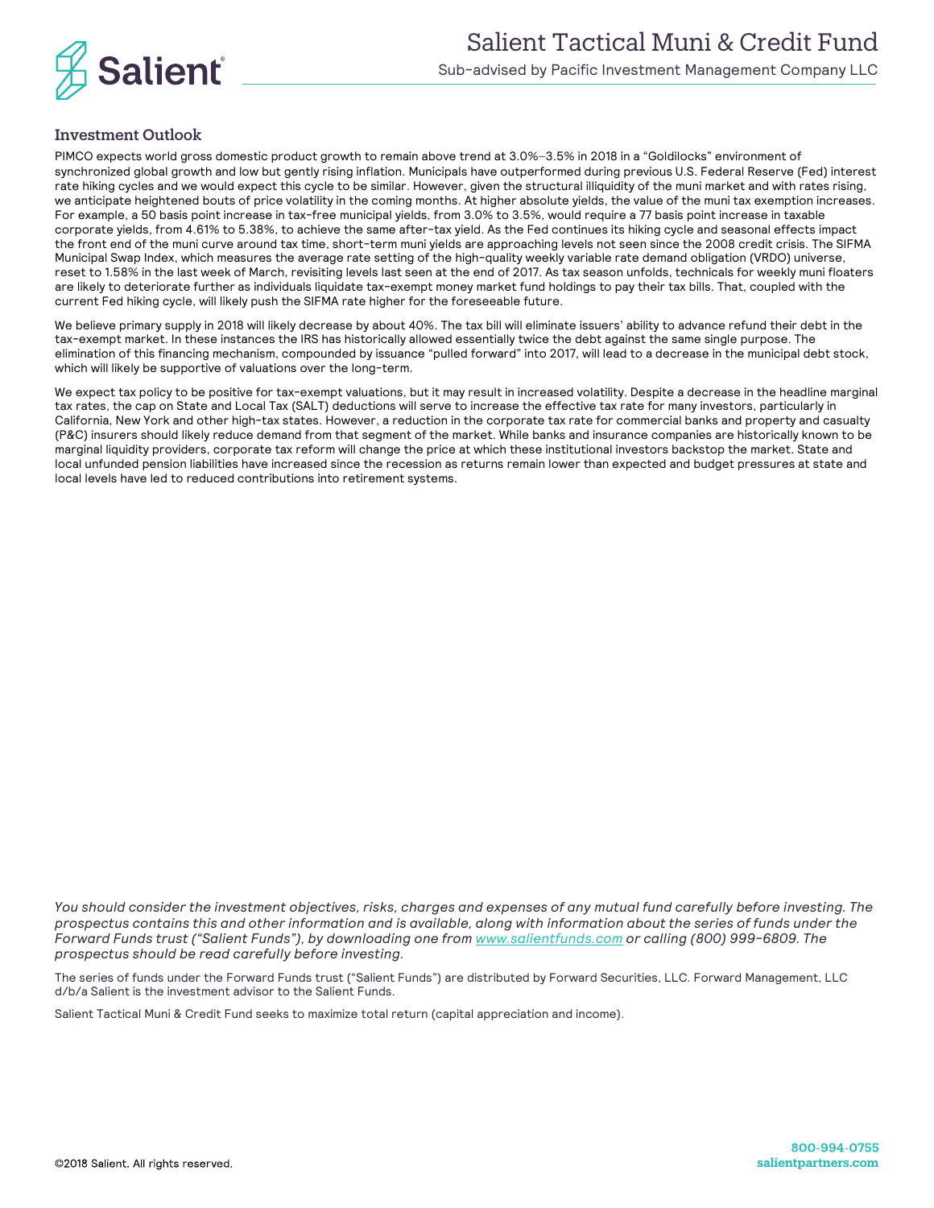## Investment Outlook

PIMCO expects world gross domestic product growth to remain above trend at 3.0%–3.5% in 2018 in a "Goldilocks" environment of synchronized global growth and low but gently rising inflation. Municipals have outperformed during previous U.S. Federal Reserve (Fed) interest rate hiking cycles and we would expect this cycle to be similar. However, given the structural illiquidity of the muni market and with rates rising, we anticipate heightened bouts of price volatility in the coming months. At higher absolute yields, the value of the muni tax exemption increases. For example, a 50 basis point increase in tax-free municipal yields, from 3.0% to 3.5%, would require a 77 basis point increase in taxable corporate yields, from 4.61% to 5.38%, to achieve the same after-tax yield. As the Fed continues its hiking cycle and seasonal effects impact the front end of the muni curve around tax time, short-term muni yields are approaching levels not seen since the 2008 credit crisis. The SIFMA Municipal Swap Index, which measures the average rate setting of the high-quality weekly variable rate demand obligation (VRDO) universe, reset to 1.58% in the last week of March, revisiting levels last seen at the end of 2017. As tax season unfolds, technicals for weekly muni floaters are likely to deteriorate further as individuals liquidate tax-exempt money market fund holdings to pay their tax bills. That, coupled with the current Fed hiking cycle, will likely push the SIFMA rate higher for the foreseeable future.

We believe primary supply in 2018 will likely decrease by about 40%. The tax bill will eliminate issuers' ability to advance refund their debt in the tax-exempt market. In these instances the IRS has historically allowed essentially twice the debt against the same single purpose. The elimination of this financing mechanism, compounded by issuance "pulled forward" into 2017, will lead to a decrease in the municipal debt stock, which will likely be supportive of valuations over the long-term.

We expect tax policy to be positive for tax-exempt valuations, but it may result in increased volatility. Despite a decrease in the headline marginal tax rates, the cap on State and Local Tax (SALT) deductions will serve to increase the effective tax rate for many investors, particularly in California, New York and other high-tax states. However, a reduction in the corporate tax rate for commercial banks and property and casualty (P&C) insurers should likely reduce demand from that segment of the market. While banks and insurance companies are historically known to be marginal liquidity providers, corporate tax reform will change the price at which these institutional investors backstop the market. State and local unfunded pension liabilities have increased since the recession as returns remain lower than expected and budget pressures at state and local levels have led to reduced contributions into retirement systems.

*You should consider the investment objectives, risks, charges and expenses of any mutual fund carefully before investing. The prospectus contains this and other information and is available, along with information about the series of funds under the Forward Funds trust ("Salient Funds"), by downloading one from www.salientfunds.com or calling (800) 999-6809. The prospectus should be read carefully before investing.*

The series of funds under the Forward Funds trust ("Salient Funds") are distributed by Forward Securities, LLC. Forward Management, LLC d/b/a Salient is the investment advisor to the Salient Funds.

Salient Tactical Muni & Credit Fund seeks to maximize total return (capital appreciation and income).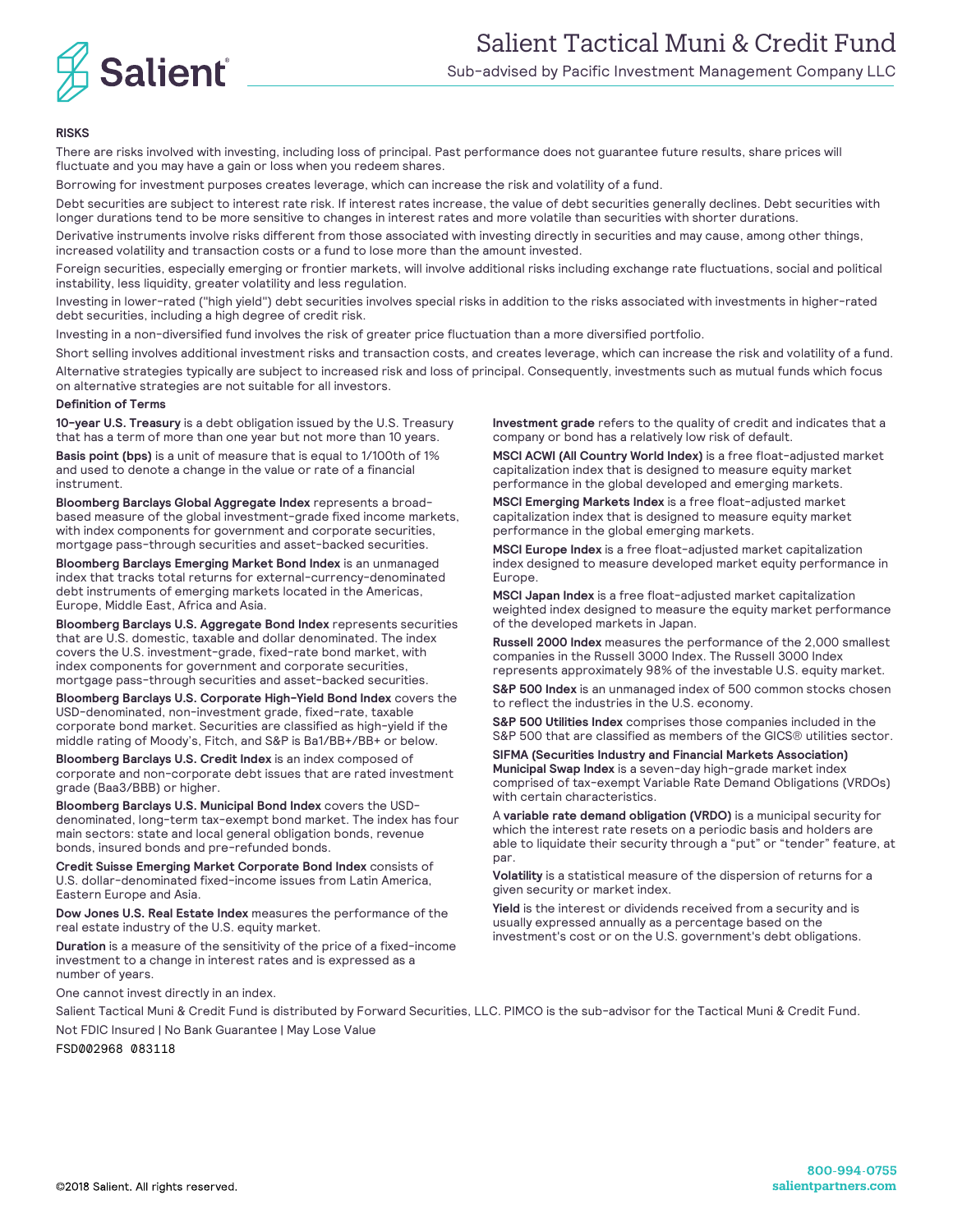**RISKS**

There are risks involved with investing, including loss of principal. Past performance does not guarantee future results, share prices will fluctuate and you may have a gain or loss when you redeem shares.

Borrowing for investment purposes creates leverage, which can increase the risk and volatility of a fund.

Debt securities are subject to interest rate risk. If interest rates increase, the value of debt securities generally declines. Debt securities with longer durations tend to be more sensitive to changes in interest rates and more volatile than securities with shorter durations.

Derivative instruments involve risks different from those associated with investing directly in securities and may cause, among other things, increased volatility and transaction costs or a fund to lose more than the amount invested.

Foreign securities, especially emerging or frontier markets, will involve additional risks including exchange rate fluctuations, social and political instability, less liquidity, greater volatility and less regulation.

Investing in lower-rated ("high yield") debt securities involves special risks in addition to the risks associated with investments in higher-rated debt securities, including a high degree of credit risk.

Investing in a non-diversified fund involves the risk of greater price fluctuation than a more diversified portfolio.

Short selling involves additional investment risks and transaction costs, and creates leverage, which can increase the risk and volatility of a fund.

Alternative strategies typically are subject to increased risk and loss of principal. Consequently, investments such as mutual funds which focus on alternative strategies are not suitable for all investors.

**Definition of Terms**

**10-year U.S. Treasury** is a debt obligation issued by the U.S. Treasury that has a term of more than one year but not more than 10 years.

**Basis point (bps)** is a unit of measure that is equal to 1/100th of 1% and used to denote a change in the value or rate of a financial instrument.

**Bloomberg Barclays Global Aggregate Index** represents a broad-based measure of the global investment-grade fixed income markets, with index components for government and corporate securities, mortgage pass-through securities and asset-backed securities.

**Bloomberg Barclays Emerging Market Bond Index** is an unmanaged index that tracks total returns for external-currency-denominated debt instruments of emerging markets located in the Americas, Europe, Middle East, Africa and Asia.

**Bloomberg Barclays U.S. Aggregate Bond Index** represents securities that are U.S. domestic, taxable and dollar denominated. The index covers the U.S. investment-grade, fixed-rate bond market, with index components for government and corporate securities, mortgage pass-through securities and asset-backed securities.

**Bloomberg Barclays U.S. Corporate High-Yield Bond Index** covers the USD-denominated, non-investment grade, fixed-rate, taxable corporate bond market. Securities are classified as high-yield if the middle rating of Moody's, Fitch, and S&P is Ba1/BB+/BB+ or below.

**Bloomberg Barclays U.S. Credit Index** is an index composed of corporate and non-corporate debt issues that are rated investment grade (Baa3/BBB) or higher.

**Bloomberg Barclays U.S. Municipal Bond Index** covers the USD-denominated, long-term tax-exempt bond market. The index has four main sectors: state and local general obligation bonds, revenue bonds, insured bonds and pre-refunded bonds.

**Credit Suisse Emerging Market Corporate Bond Index** consists of U.S. dollar-denominated fixed-income issues from Latin America, Eastern Europe and Asia.

**Dow Jones U.S. Real Estate Index** measures the performance of the real estate industry of the U.S. equity market.

**Duration** is a measure of the sensitivity of the price of a fixed-income investment to a change in interest rates and is expressed as a number of years.

**Investment grade** refers to the quality of credit and indicates that a company or bond has a relatively low risk of default.

**MSCI ACWI (All Country World Index)** is a free float-adjusted market capitalization index that is designed to measure equity market performance in the global developed and emerging markets.

**MSCI Emerging Markets Index** is a free float-adjusted market capitalization index that is designed to measure equity market performance in the global emerging markets.

**MSCI Europe Index** is a free float-adjusted market capitalization index designed to measure developed market equity performance in Europe.

**MSCI Japan Index** is a free float-adjusted market capitalization weighted index designed to measure the equity market performance of the developed markets in Japan.

**Russell 2000 Index** measures the performance of the 2,000 smallest companies in the Russell 3000 Index. The Russell 3000 Index represents approximately 98% of the investable U.S. equity market.

**S&P 500 Index** is an unmanaged index of 500 common stocks chosen to reflect the industries in the U.S. economy.

**S&P 500 Utilities Index** comprises those companies included in the S&P 500 that are classified as members of the GICS® utilities sector.

**SIFMA (Securities Industry and Financial Markets Association) Municipal Swap Index** is a seven-day high-grade market index comprised of tax-exempt Variable Rate Demand Obligations (VRDOs) with certain characteristics.

A **variable rate demand obligation (VRDO)** is a municipal security for which the interest rate resets on a periodic basis and holders are able to liquidate their security through a "put" or "tender" feature, at par.

**Volatility** is a statistical measure of the dispersion of returns for a given security or market index.

**Yield** is the interest or dividends received from a security and is usually expressed annually as a percentage based on the investment's cost or on the U.S. government's debt obligations.

One cannot invest directly in an index.

Salient Tactical Muni & Credit Fund is distributed by Forward Securities, LLC. PIMCO is the sub-advisor for the Tactical Muni & Credit Fund.

Not FDIC Insured | No Bank Guarantee | May Lose Value

FSD002968 083118

©2018 Salient. All rights reserved.

800-994-0755
salientpartners.com